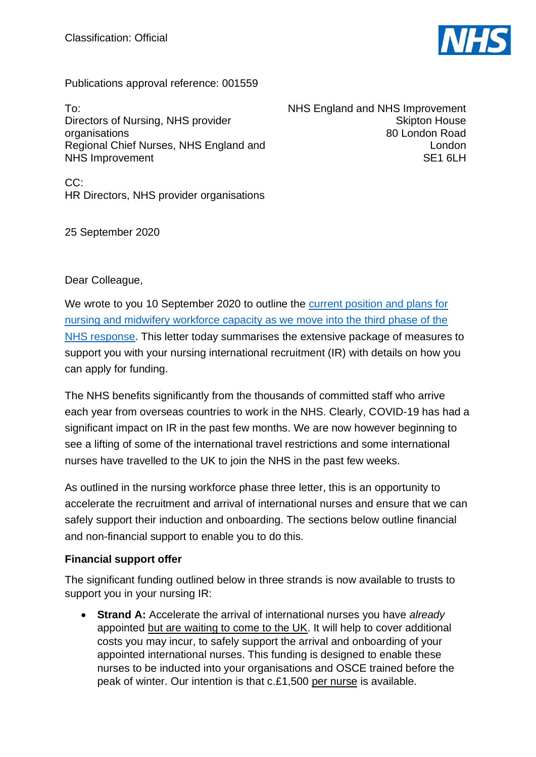Classification: Official

Publications approval reference: 001559

To:
Directors of Nursing, NHS provider organisations
Regional Chief Nurses, NHS England and NHS Improvement

NHS England and NHS Improvement
Skipton House
80 London Road
London
SE1 6LH

CC:
HR Directors, NHS provider organisations

25 September 2020

Dear Colleague,

We wrote to you 10 September 2020 to outline the current position and plans for nursing and midwifery workforce capacity as we move into the third phase of the NHS response. This letter today summarises the extensive package of measures to support you with your nursing international recruitment (IR) with details on how you can apply for funding.

The NHS benefits significantly from the thousands of committed staff who arrive each year from overseas countries to work in the NHS. Clearly, COVID-19 has had a significant impact on IR in the past few months. We are now however beginning to see a lifting of some of the international travel restrictions and some international nurses have travelled to the UK to join the NHS in the past few weeks.

As outlined in the nursing workforce phase three letter, this is an opportunity to accelerate the recruitment and arrival of international nurses and ensure that we can safely support their induction and onboarding. The sections below outline financial and non-financial support to enable you to do this.

**Financial support offer**

The significant funding outlined below in three strands is now available to trusts to support you in your nursing IR:

- **Strand A:** Accelerate the arrival of international nurses you have *already* appointed but are waiting to come to the UK. It will help to cover additional costs you may incur, to safely support the arrival and onboarding of your appointed international nurses. This funding is designed to enable these nurses to be inducted into your organisations and OSCE trained before the peak of winter. Our intention is that c.£1,500 per nurse is available.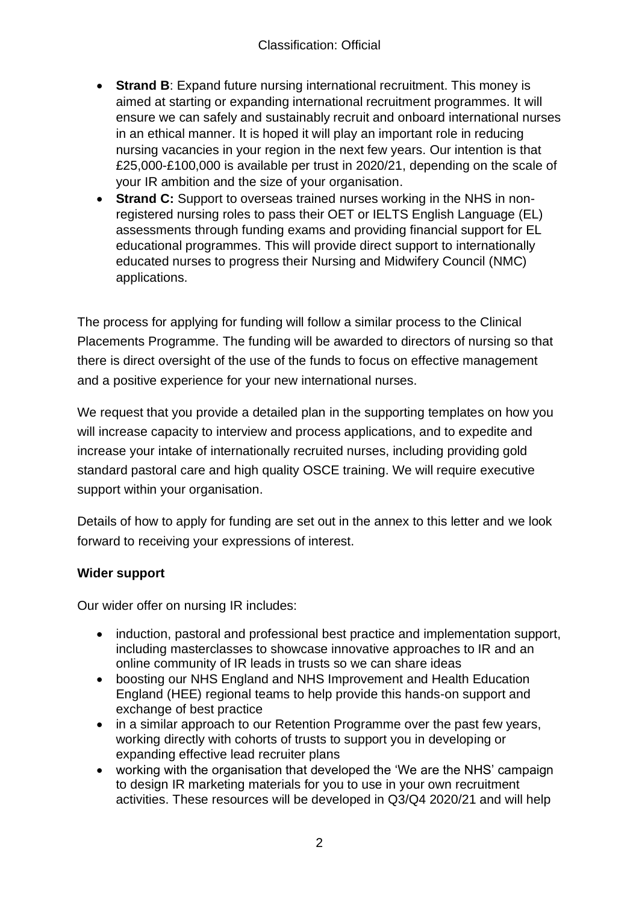- **Strand B**: Expand future nursing international recruitment. This money is aimed at starting or expanding international recruitment programmes. It will ensure we can safely and sustainably recruit and onboard international nurses in an ethical manner. It is hoped it will play an important role in reducing nursing vacancies in your region in the next few years. Our intention is that £25,000-£100,000 is available per trust in 2020/21, depending on the scale of your IR ambition and the size of your organisation.
- **Strand C:** Support to overseas trained nurses working in the NHS in non-registered nursing roles to pass their OET or IELTS English Language (EL) assessments through funding exams and providing financial support for EL educational programmes. This will provide direct support to internationally educated nurses to progress their Nursing and Midwifery Council (NMC) applications.

The process for applying for funding will follow a similar process to the Clinical Placements Programme. The funding will be awarded to directors of nursing so that there is direct oversight of the use of the funds to focus on effective management and a positive experience for your new international nurses.

We request that you provide a detailed plan in the supporting templates on how you will increase capacity to interview and process applications, and to expedite and increase your intake of internationally recruited nurses, including providing gold standard pastoral care and high quality OSCE training. We will require executive support within your organisation.

Details of how to apply for funding are set out in the annex to this letter and we look forward to receiving your expressions of interest.

**Wider support**

Our wider offer on nursing IR includes:

- induction, pastoral and professional best practice and implementation support, including masterclasses to showcase innovative approaches to IR and an online community of IR leads in trusts so we can share ideas
- boosting our NHS England and NHS Improvement and Health Education England (HEE) regional teams to help provide this hands-on support and exchange of best practice
- in a similar approach to our Retention Programme over the past few years, working directly with cohorts of trusts to support you in developing or expanding effective lead recruiter plans
- working with the organisation that developed the 'We are the NHS' campaign to design IR marketing materials for you to use in your own recruitment activities. These resources will be developed in Q3/Q4 2020/21 and will help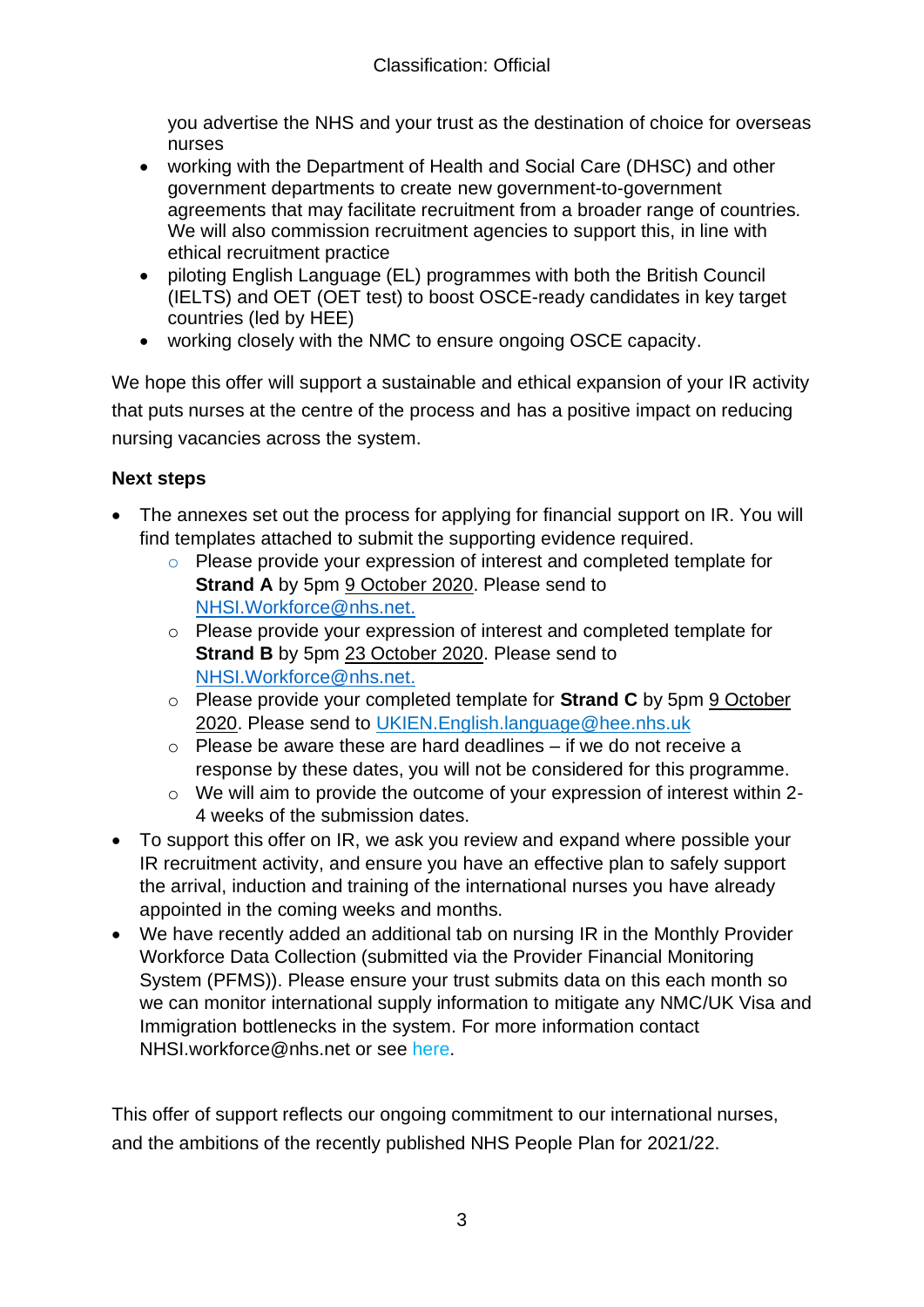you advertise the NHS and your trust as the destination of choice for overseas nurses

- working with the Department of Health and Social Care (DHSC) and other government departments to create new government-to-government agreements that may facilitate recruitment from a broader range of countries. We will also commission recruitment agencies to support this, in line with ethical recruitment practice
- piloting English Language (EL) programmes with both the British Council (IELTS) and OET (OET test) to boost OSCE-ready candidates in key target countries (led by HEE)
- working closely with the NMC to ensure ongoing OSCE capacity.

We hope this offer will support a sustainable and ethical expansion of your IR activity that puts nurses at the centre of the process and has a positive impact on reducing nursing vacancies across the system.

**Next steps**

- The annexes set out the process for applying for financial support on IR. You will find templates attached to submit the supporting evidence required.
  - Please provide your expression of interest and completed template for **Strand A** by 5pm 9 October 2020. Please send to NHSI.Workforce@nhs.net.
  - Please provide your expression of interest and completed template for **Strand B** by 5pm 23 October 2020. Please send to NHSI.Workforce@nhs.net.
  - Please provide your completed template for **Strand C** by 5pm 9 October 2020. Please send to UKIEN.English.language@hee.nhs.uk
  - Please be aware these are hard deadlines – if we do not receive a response by these dates, you will not be considered for this programme.
  - We will aim to provide the outcome of your expression of interest within 2-4 weeks of the submission dates.
- To support this offer on IR, we ask you review and expand where possible your IR recruitment activity, and ensure you have an effective plan to safely support the arrival, induction and training of the international nurses you have already appointed in the coming weeks and months.
- We have recently added an additional tab on nursing IR in the Monthly Provider Workforce Data Collection (submitted via the Provider Financial Monitoring System (PFMS)). Please ensure your trust submits data on this each month so we can monitor international supply information to mitigate any NMC/UK Visa and Immigration bottlenecks in the system. For more information contact NHSI.workforce@nhs.net or see here.

This offer of support reflects our ongoing commitment to our international nurses, and the ambitions of the recently published NHS People Plan for 2021/22.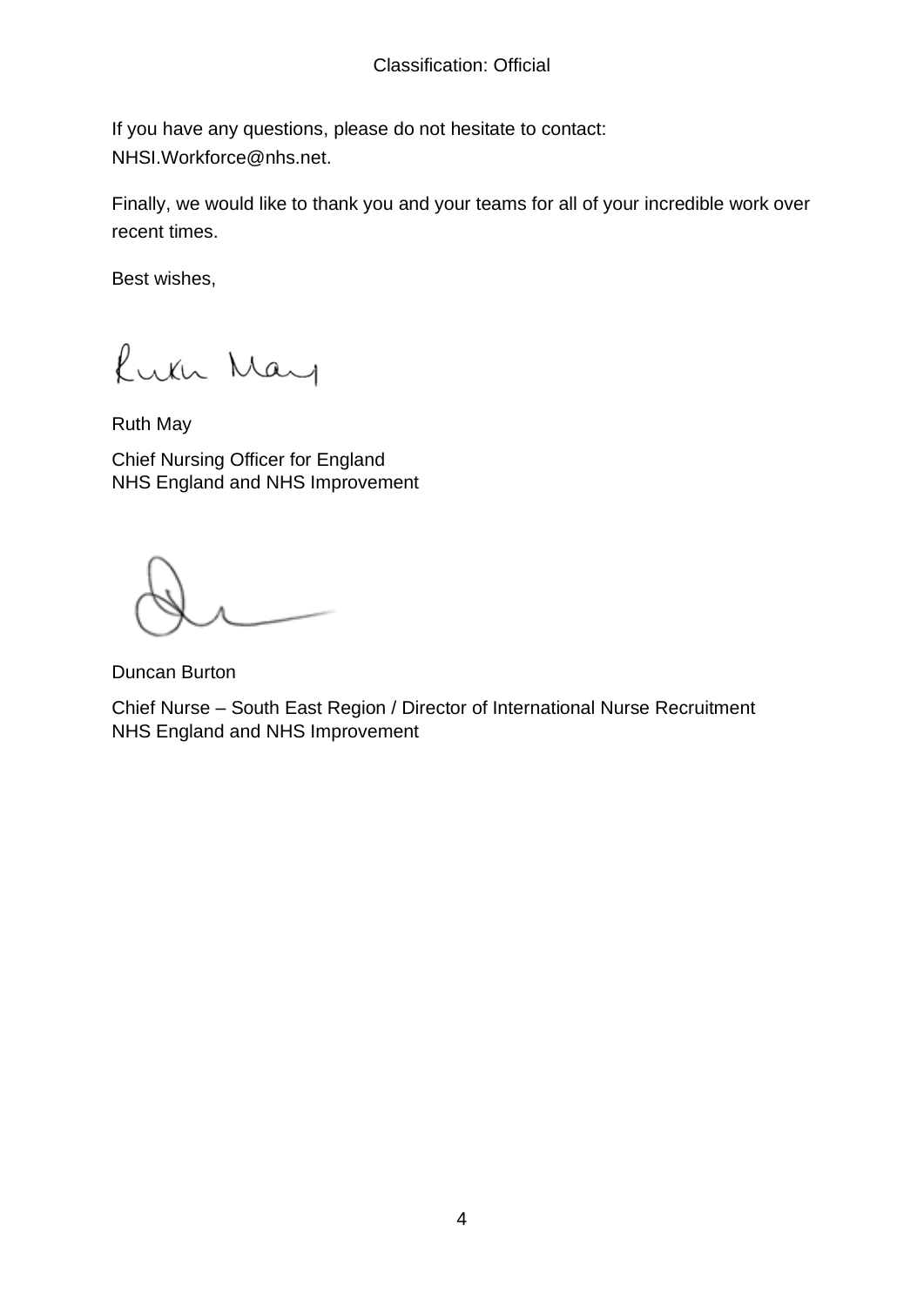If you have any questions, please do not hesitate to contact: NHSI.Workforce@nhs.net.

Finally, we would like to thank you and your teams for all of your incredible work over recent times.

Best wishes,

Ruth May

Chief Nursing Officer for England
NHS England and NHS Improvement

Duncan Burton

Chief Nurse – South East Region / Director of International Nurse Recruitment
NHS England and NHS Improvement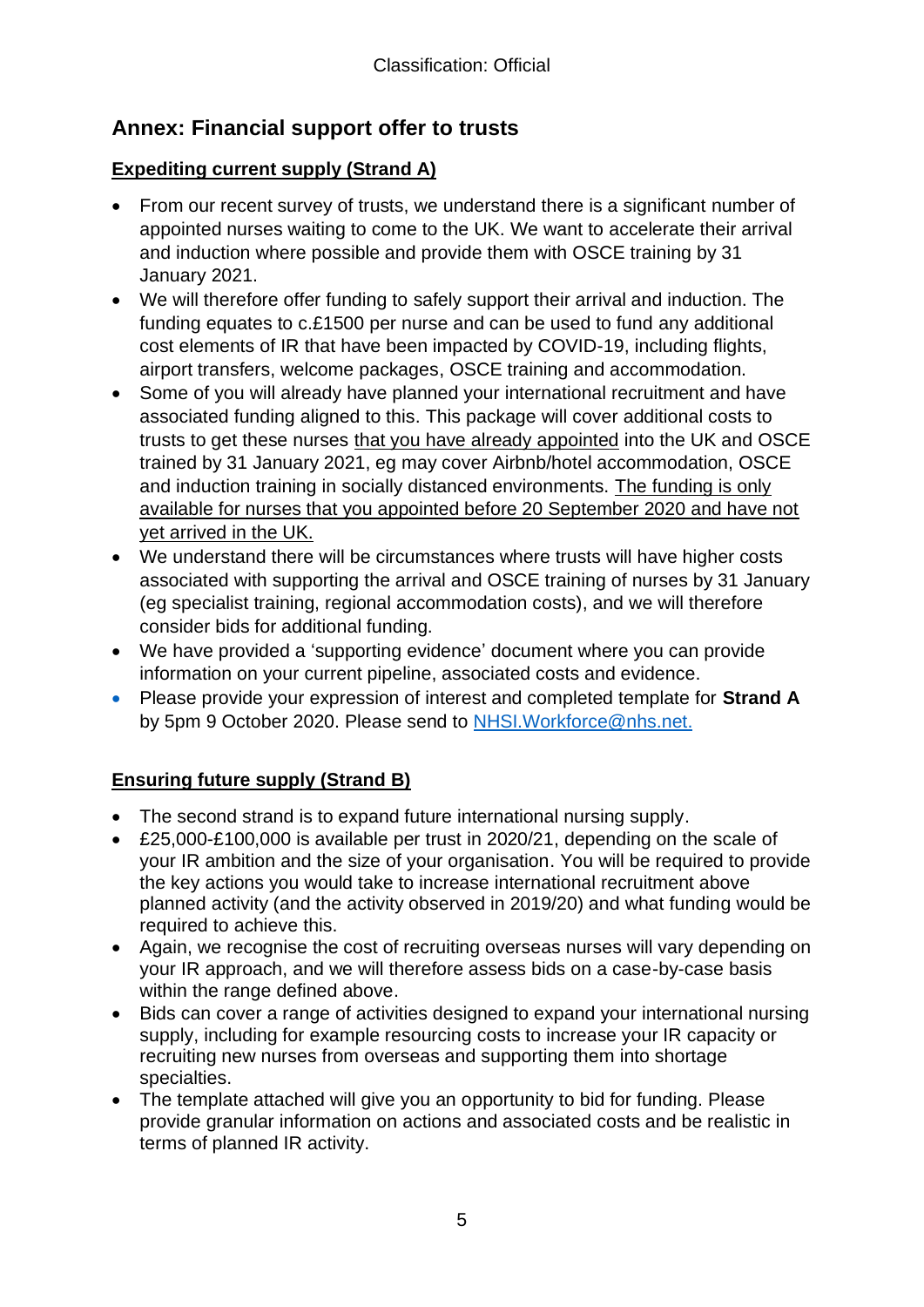## Annex: Financial support offer to trusts

### Expediting current supply (Strand A)

- From our recent survey of trusts, we understand there is a significant number of appointed nurses waiting to come to the UK. We want to accelerate their arrival and induction where possible and provide them with OSCE training by 31 January 2021.
- We will therefore offer funding to safely support their arrival and induction. The funding equates to c.£1500 per nurse and can be used to fund any additional cost elements of IR that have been impacted by COVID-19, including flights, airport transfers, welcome packages, OSCE training and accommodation.
- Some of you will already have planned your international recruitment and have associated funding aligned to this. This package will cover additional costs to trusts to get these nurses that you have already appointed into the UK and OSCE trained by 31 January 2021, eg may cover Airbnb/hotel accommodation, OSCE and induction training in socially distanced environments. The funding is only available for nurses that you appointed before 20 September 2020 and have not yet arrived in the UK.
- We understand there will be circumstances where trusts will have higher costs associated with supporting the arrival and OSCE training of nurses by 31 January (eg specialist training, regional accommodation costs), and we will therefore consider bids for additional funding.
- We have provided a 'supporting evidence' document where you can provide information on your current pipeline, associated costs and evidence.
- Please provide your expression of interest and completed template for **Strand A** by 5pm 9 October 2020. Please send to [NHSI.Workforce@nhs.net.](mailto:NHSI.Workforce@nhs.net)

### Ensuring future supply (Strand B)

- The second strand is to expand future international nursing supply.
- £25,000-£100,000 is available per trust in 2020/21, depending on the scale of your IR ambition and the size of your organisation. You will be required to provide the key actions you would take to increase international recruitment above planned activity (and the activity observed in 2019/20) and what funding would be required to achieve this.
- Again, we recognise the cost of recruiting overseas nurses will vary depending on your IR approach, and we will therefore assess bids on a case-by-case basis within the range defined above.
- Bids can cover a range of activities designed to expand your international nursing supply, including for example resourcing costs to increase your IR capacity or recruiting new nurses from overseas and supporting them into shortage specialties.
- The template attached will give you an opportunity to bid for funding. Please provide granular information on actions and associated costs and be realistic in terms of planned IR activity.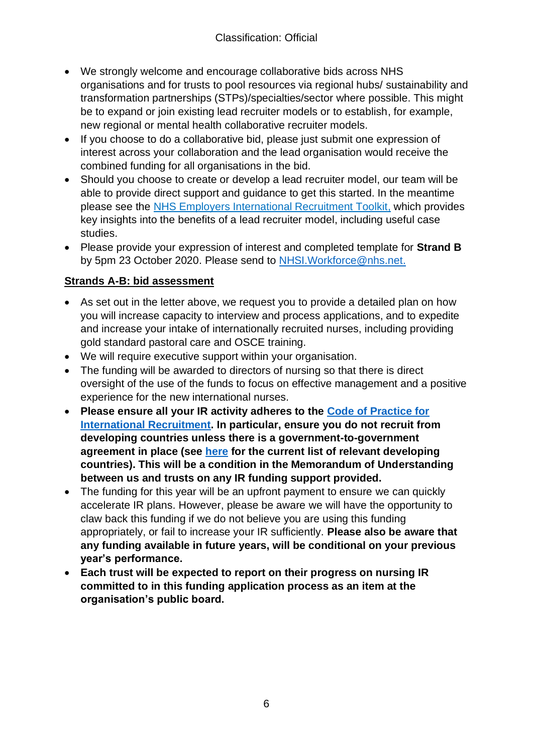- We strongly welcome and encourage collaborative bids across NHS organisations and for trusts to pool resources via regional hubs/ sustainability and transformation partnerships (STPs)/specialties/sector where possible. This might be to expand or join existing lead recruiter models or to establish, for example, new regional or mental health collaborative recruiter models.
- If you choose to do a collaborative bid, please just submit one expression of interest across your collaboration and the lead organisation would receive the combined funding for all organisations in the bid.
- Should you choose to create or develop a lead recruiter model, our team will be able to provide direct support and guidance to get this started. In the meantime please see the NHS Employers International Recruitment Toolkit, which provides key insights into the benefits of a lead recruiter model, including useful case studies.
- Please provide your expression of interest and completed template for **Strand B** by 5pm 23 October 2020. Please send to NHSI.Workforce@nhs.net.

**Strands A-B: bid assessment**

- As set out in the letter above, we request you to provide a detailed plan on how you will increase capacity to interview and process applications, and to expedite and increase your intake of internationally recruited nurses, including providing gold standard pastoral care and OSCE training.
- We will require executive support within your organisation.
- The funding will be awarded to directors of nursing so that there is direct oversight of the use of the funds to focus on effective management and a positive experience for the new international nurses.
- **Please ensure all your IR activity adheres to the Code of Practice for International Recruitment. In particular, ensure you do not recruit from developing countries unless there is a government-to-government agreement in place (see here for the current list of relevant developing countries). This will be a condition in the Memorandum of Understanding between us and trusts on any IR funding support provided.**
- The funding for this year will be an upfront payment to ensure we can quickly accelerate IR plans. However, please be aware we will have the opportunity to claw back this funding if we do not believe you are using this funding appropriately, or fail to increase your IR sufficiently. **Please also be aware that any funding available in future years, will be conditional on your previous year's performance.**
- **Each trust will be expected to report on their progress on nursing IR committed to in this funding application process as an item at the organisation's public board.**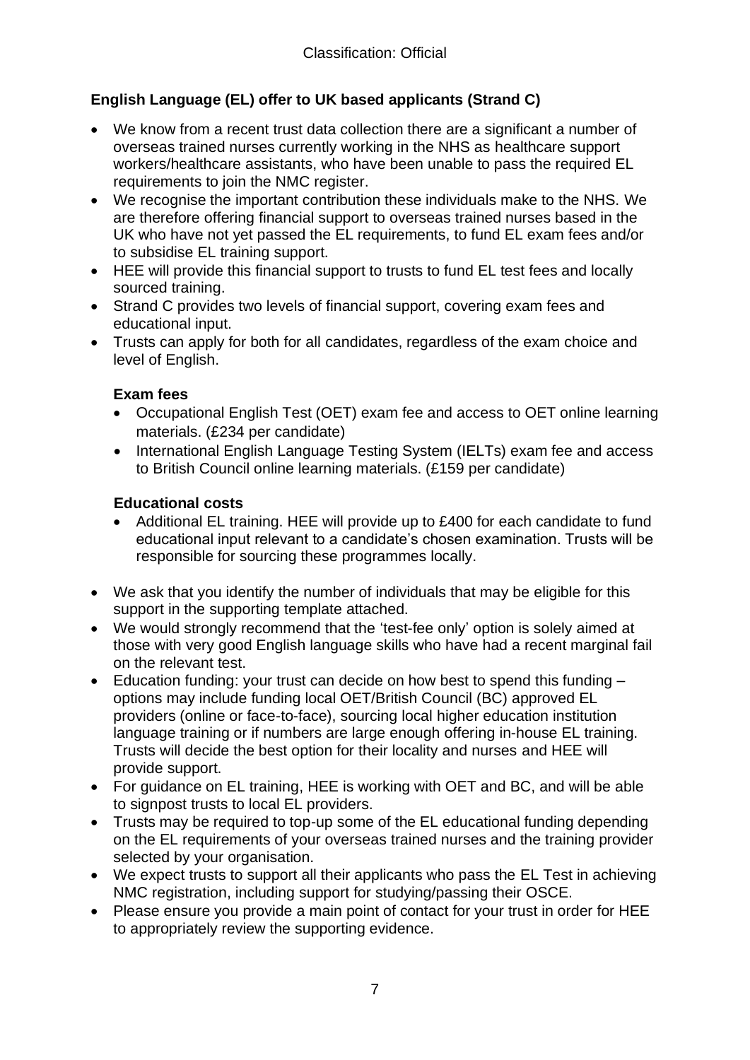Classification: Official

**English Language (EL) offer to UK based applicants (Strand C)**

- We know from a recent trust data collection there are a significant a number of overseas trained nurses currently working in the NHS as healthcare support workers/healthcare assistants, who have been unable to pass the required EL requirements to join the NMC register.
- We recognise the important contribution these individuals make to the NHS. We are therefore offering financial support to overseas trained nurses based in the UK who have not yet passed the EL requirements, to fund EL exam fees and/or to subsidise EL training support.
- HEE will provide this financial support to trusts to fund EL test fees and locally sourced training.
- Strand C provides two levels of financial support, covering exam fees and educational input.
- Trusts can apply for both for all candidates, regardless of the exam choice and level of English.

**Exam fees**

- Occupational English Test (OET) exam fee and access to OET online learning materials. (£234 per candidate)
- International English Language Testing System (IELTs) exam fee and access to British Council online learning materials. (£159 per candidate)

**Educational costs**

- Additional EL training. HEE will provide up to £400 for each candidate to fund educational input relevant to a candidate's chosen examination. Trusts will be responsible for sourcing these programmes locally.

- We ask that you identify the number of individuals that may be eligible for this support in the supporting template attached.
- We would strongly recommend that the 'test-fee only' option is solely aimed at those with very good English language skills who have had a recent marginal fail on the relevant test.
- Education funding: your trust can decide on how best to spend this funding – options may include funding local OET/British Council (BC) approved EL providers (online or face-to-face), sourcing local higher education institution language training or if numbers are large enough offering in-house EL training. Trusts will decide the best option for their locality and nurses and HEE will provide support.
- For guidance on EL training, HEE is working with OET and BC, and will be able to signpost trusts to local EL providers.
- Trusts may be required to top-up some of the EL educational funding depending on the EL requirements of your overseas trained nurses and the training provider selected by your organisation.
- We expect trusts to support all their applicants who pass the EL Test in achieving NMC registration, including support for studying/passing their OSCE.
- Please ensure you provide a main point of contact for your trust in order for HEE to appropriately review the supporting evidence.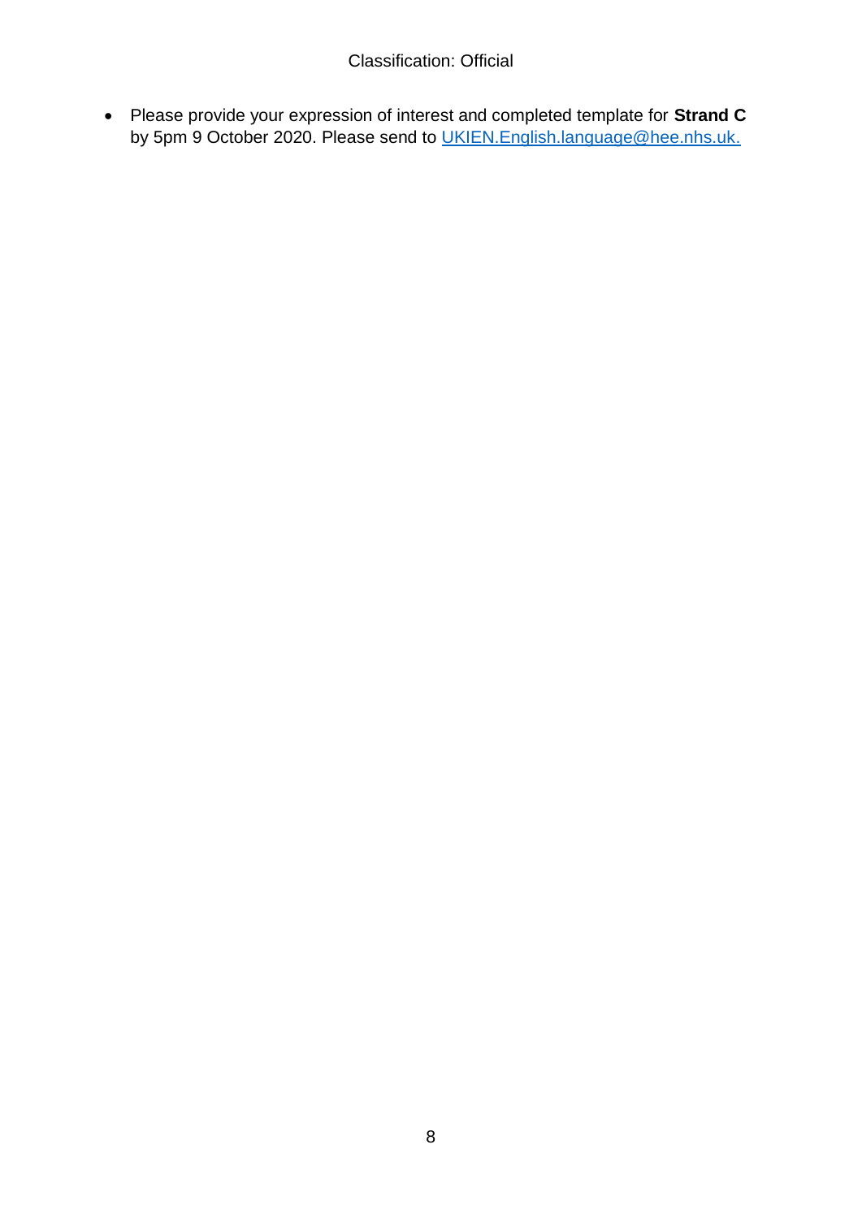- Please provide your expression of interest and completed template for **Strand C** by 5pm 9 October 2020. Please send to [UKIEN.English.language@hee.nhs.uk.](mailto:UKIEN.English.language@hee.nhs.uk)